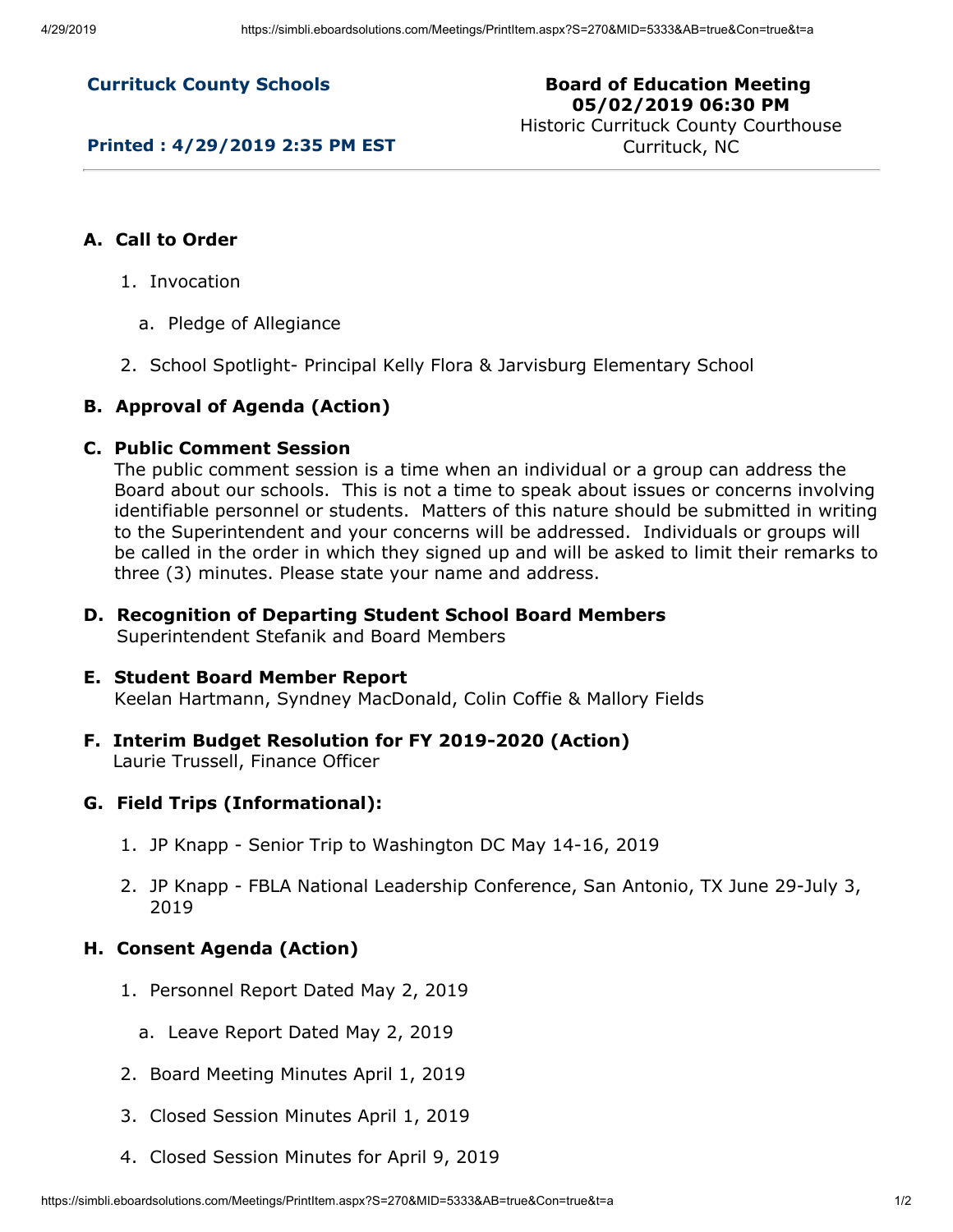**Currituck County Schools**

**Printed : 4/29/2019 2:35 PM EST**

**Board of Education Meeting**
**05/02/2019 06:30 PM**
Historic Currituck County Courthouse
Currituck, NC

## A. Call to Order

1. Invocation
   a. Pledge of Allegiance
2. School Spotlight- Principal Kelly Flora & Jarvisburg Elementary School

## B. Approval of Agenda (Action)

## C. Public Comment Session

The public comment session is a time when an individual or a group can address the Board about our schools. This is not a time to speak about issues or concerns involving identifiable personnel or students. Matters of this nature should be submitted in writing to the Superintendent and your concerns will be addressed. Individuals or groups will be called in the order in which they signed up and will be asked to limit their remarks to three (3) minutes. Please state your name and address.

## D. Recognition of Departing Student School Board Members

Superintendent Stefanik and Board Members

## E. Student Board Member Report

Keelan Hartmann, Syndney MacDonald, Colin Coffie & Mallory Fields

## F. Interim Budget Resolution for FY 2019-2020 (Action)

Laurie Trussell, Finance Officer

## G. Field Trips (Informational):

1. JP Knapp - Senior Trip to Washington DC May 14-16, 2019
2. JP Knapp - FBLA National Leadership Conference, San Antonio, TX June 29-July 3, 2019

## H. Consent Agenda (Action)

1. Personnel Report Dated May 2, 2019
   a. Leave Report Dated May 2, 2019
2. Board Meeting Minutes April 1, 2019
3. Closed Session Minutes April 1, 2019
4. Closed Session Minutes for April 9, 2019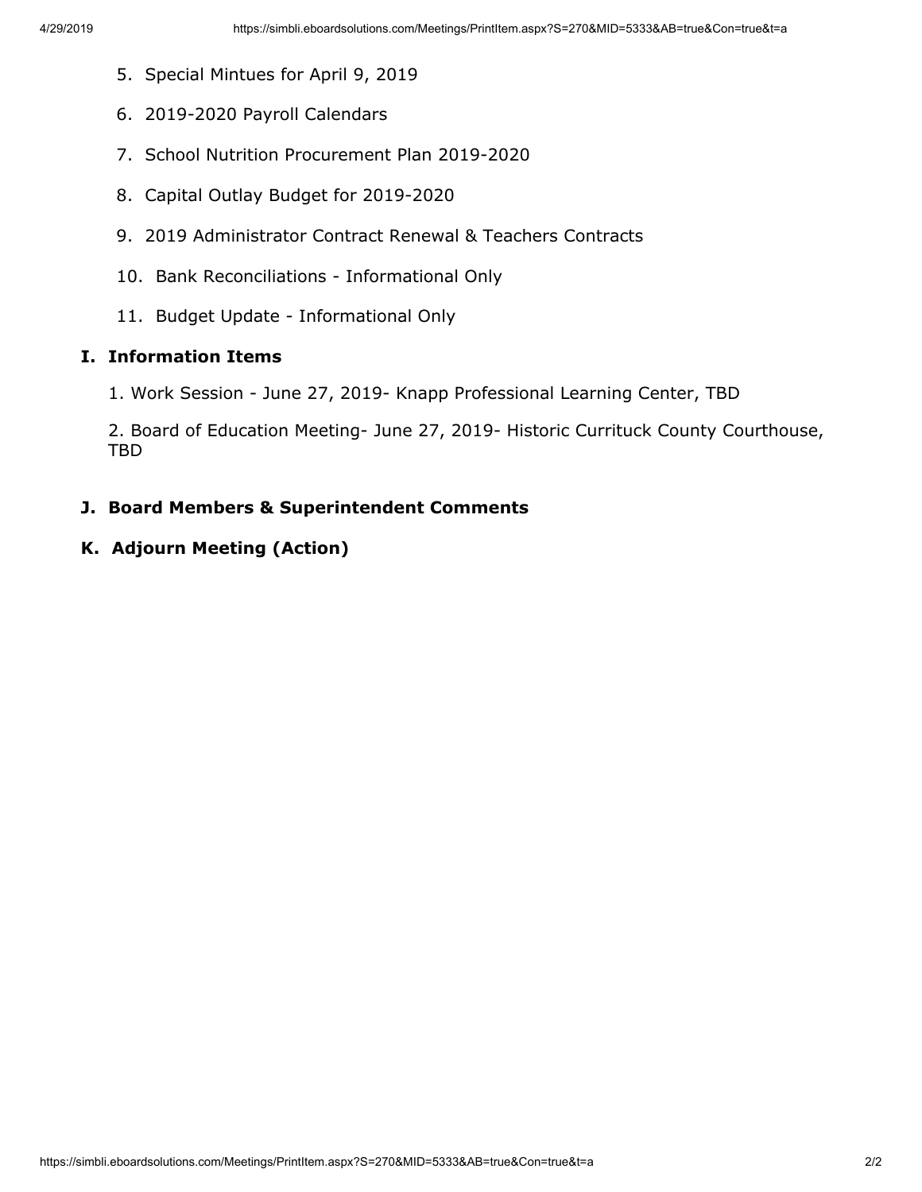5. Special Mintues for April 9, 2019
6. 2019-2020 Payroll Calendars
7. School Nutrition Procurement Plan 2019-2020
8. Capital Outlay Budget for 2019-2020
9. 2019 Administrator Contract Renewal & Teachers Contracts
10. Bank Reconciliations - Informational Only
11. Budget Update - Informational Only

## I. Information Items

1. Work Session - June 27, 2019- Knapp Professional Learning Center, TBD

2. Board of Education Meeting- June 27, 2019- Historic Currituck County Courthouse, TBD

## J. Board Members & Superintendent Comments

## K. Adjourn Meeting (Action)